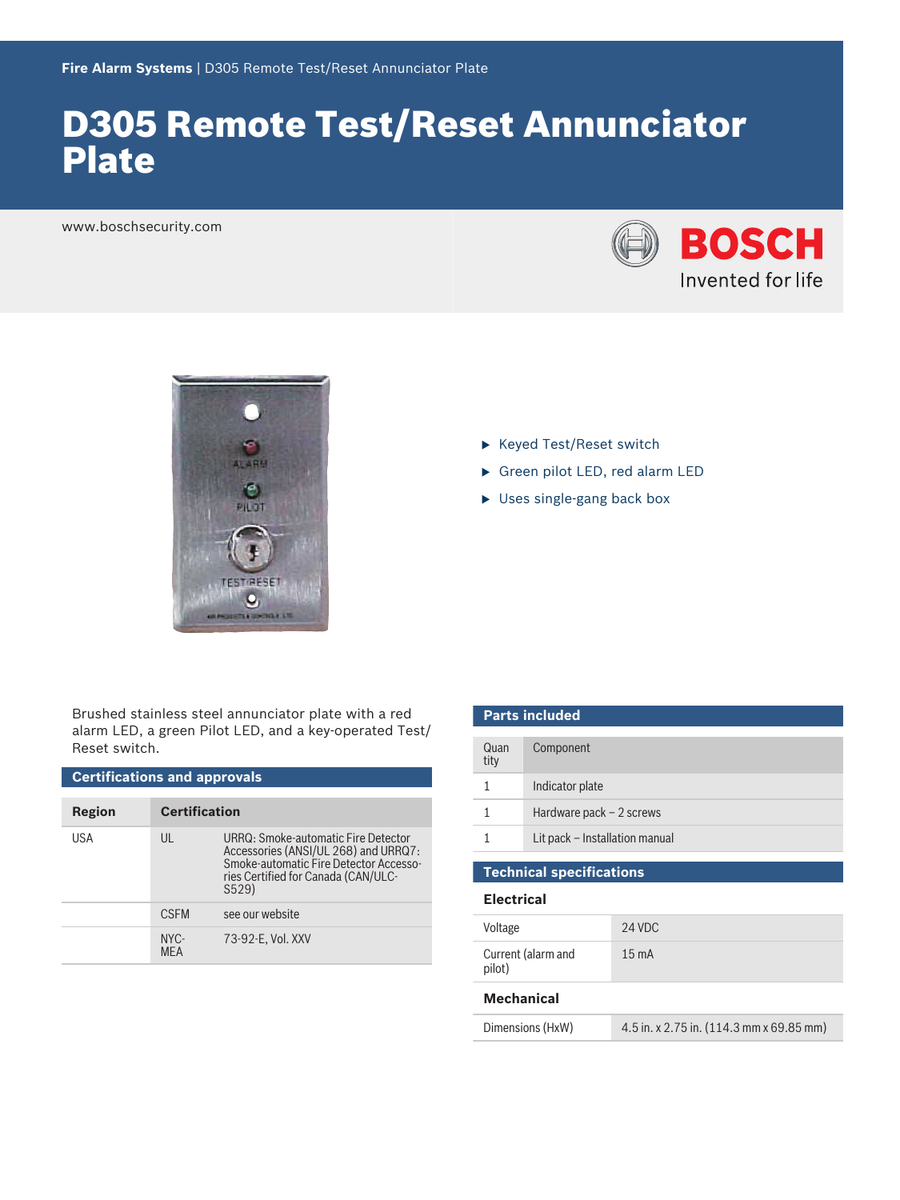Fire Alarm Systems | D305 Remote Test/Reset Annunciator Plate

# D305 Remote Test/Reset Annunciator Plate

www.boschsecurity.com

- Keyed Test/Reset switch
- Green pilot LED, red alarm LED
- Uses single-gang back box

Brushed stainless steel annunciator plate with a red alarm LED, a green Pilot LED, and a key-operated Test/Reset switch.

## Certifications and approvals

| Region | Certification | |
|---|---|---|
| USA | UL | URRQ: Smoke-automatic Fire Detector Accessories (ANSI/UL 268) and URRQ7: Smoke-automatic Fire Detector Accessories Certified for Canada (CAN/ULC-S529) |
| | CSFM | see our website |
| | NYC-MEA | 73-92-E, Vol. XXV |

## Parts included

| Quantity | Component |
|---|---|
| 1 | Indicator plate |
| 1 | Hardware pack – 2 screws |
| 1 | Lit pack – Installation manual |

## Technical specifications

### Electrical

| | |
|---|---|
| Voltage | 24 VDC |
| Current (alarm and pilot) | 15 mA |

### Mechanical

| | |
|---|---|
| Dimensions (HxW) | 4.5 in. x 2.75 in. (114.3 mm x 69.85 mm) |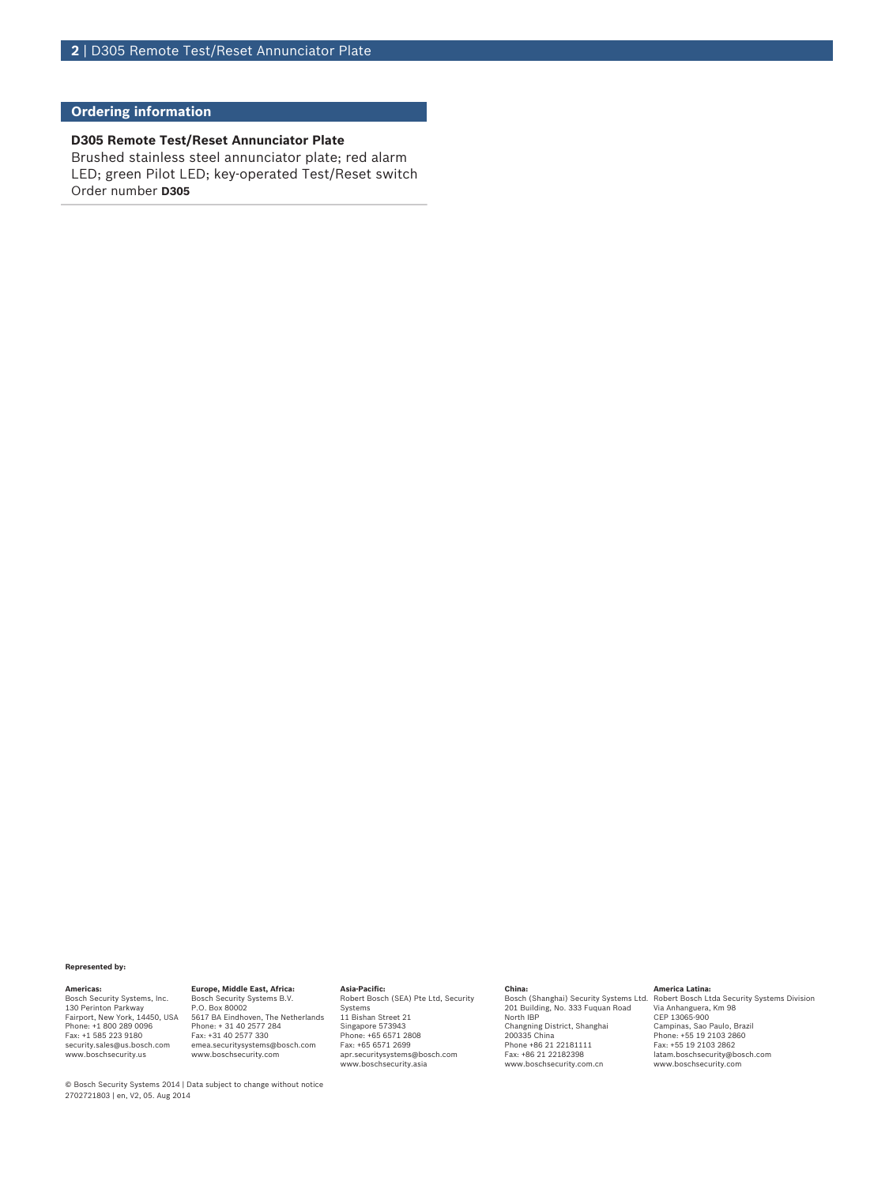## Ordering information

**D305 Remote Test/Reset Annunciator Plate**
Brushed stainless steel annunciator plate; red alarm LED; green Pilot LED; key-operated Test/Reset switch
Order number **D305**

**Represented by:**

**Americas:**
Bosch Security Systems, Inc.
130 Perinton Parkway
Fairport, New York, 14450, USA
Phone: +1 800 289 0096
Fax: +1 585 223 9180
security.sales@us.bosch.com
www.boschsecurity.us

**Europe, Middle East, Africa:**
Bosch Security Systems B.V.
P.O. Box 80002
5617 BA Eindhoven, The Netherlands
Phone: + 31 40 2577 284
Fax: +31 40 2577 330
emea.securitysystems@bosch.com
www.boschsecurity.com

**Asia-Pacific:**
Robert Bosch (SEA) Pte Ltd, Security Systems
11 Bishan Street 21
Singapore 573943
Phone: +65 6571 2808
Fax: +65 6571 2699
apr.securitysystems@bosch.com
www.boschsecurity.asia

**China:**
Bosch (Shanghai) Security Systems Ltd.
201 Building, No. 333 Fuquan Road
North IBP
Changning District, Shanghai
200335 China
Phone +86 21 22181111
Fax: +86 21 22182398
www.boschsecurity.com.cn

**America Latina:**
Robert Bosch Ltda Security Systems Division
Via Anhanguera, Km 98
CEP 13065-900
Campinas, Sao Paulo, Brazil
Phone: +55 19 2103 2860
Fax: +55 19 2103 2862
latam.boschsecurity@bosch.com
www.boschsecurity.com

© Bosch Security Systems 2014 | Data subject to change without notice
2702721803 | en, V2, 05. Aug 2014